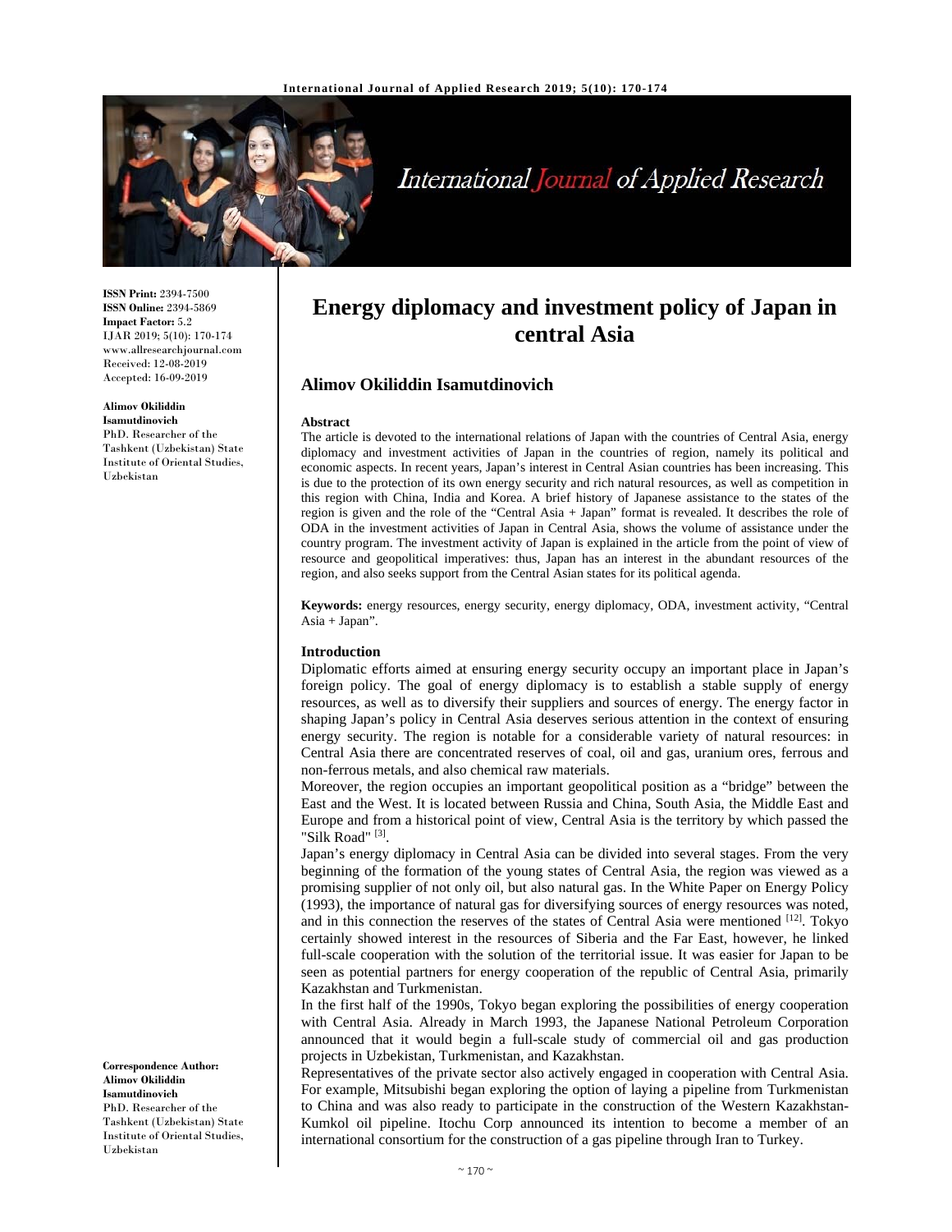**ISSN Print:** 2394-7500
**ISSN Online:** 2394-5869
**Impact Factor:** 5.2
IJAR 2019; 5(10): 170-174
www.allresearchjournal.com
Received: 12-08-2019
Accepted: 16-09-2019

**Alimov Okiliddin Isamutdinovich**
PhD. Researcher of the Tashkent (Uzbekistan) State Institute of Oriental Studies, Uzbekistan

**Correspondence Author:**
**Alimov Okiliddin Isamutdinovich**
PhD. Researcher of the Tashkent (Uzbekistan) State Institute of Oriental Studies, Uzbekistan

# Energy diplomacy and investment policy of Japan in central Asia

## Alimov Okiliddin Isamutdinovich

### Abstract

The article is devoted to the international relations of Japan with the countries of Central Asia, energy diplomacy and investment activities of Japan in the countries of region, namely its political and economic aspects. In recent years, Japan's interest in Central Asian countries has been increasing. This is due to the protection of its own energy security and rich natural resources, as well as competition in this region with China, India and Korea. A brief history of Japanese assistance to the states of the region is given and the role of the "Central Asia + Japan" format is revealed. It describes the role of ODA in the investment activities of Japan in Central Asia, shows the volume of assistance under the country program. The investment activity of Japan is explained in the article from the point of view of resource and geopolitical imperatives: thus, Japan has an interest in the abundant resources of the region, and also seeks support from the Central Asian states for its political agenda.

**Keywords:** energy resources, energy security, energy diplomacy, ODA, investment activity, "Central Asia + Japan".

### Introduction

Diplomatic efforts aimed at ensuring energy security occupy an important place in Japan's foreign policy. The goal of energy diplomacy is to establish a stable supply of energy resources, as well as to diversify their suppliers and sources of energy. The energy factor in shaping Japan's policy in Central Asia deserves serious attention in the context of ensuring energy security. The region is notable for a considerable variety of natural resources: in Central Asia there are concentrated reserves of coal, oil and gas, uranium ores, ferrous and non-ferrous metals, and also chemical raw materials.

Moreover, the region occupies an important geopolitical position as a "bridge" between the East and the West. It is located between Russia and China, South Asia, the Middle East and Europe and from a historical point of view, Central Asia is the territory by which passed the "Silk Road" [3].

Japan's energy diplomacy in Central Asia can be divided into several stages. From the very beginning of the formation of the young states of Central Asia, the region was viewed as a promising supplier of not only oil, but also natural gas. In the White Paper on Energy Policy (1993), the importance of natural gas for diversifying sources of energy resources was noted, and in this connection the reserves of the states of Central Asia were mentioned [12]. Tokyo certainly showed interest in the resources of Siberia and the Far East, however, he linked full-scale cooperation with the solution of the territorial issue. It was easier for Japan to be seen as potential partners for energy cooperation of the republic of Central Asia, primarily Kazakhstan and Turkmenistan.

In the first half of the 1990s, Tokyo began exploring the possibilities of energy cooperation with Central Asia. Already in March 1993, the Japanese National Petroleum Corporation announced that it would begin a full-scale study of commercial oil and gas production projects in Uzbekistan, Turkmenistan, and Kazakhstan.

Representatives of the private sector also actively engaged in cooperation with Central Asia. For example, Mitsubishi began exploring the option of laying a pipeline from Turkmenistan to China and was also ready to participate in the construction of the Western Kazakhstan-Kumkol oil pipeline. Itochu Corp announced its intention to become a member of an international consortium for the construction of a gas pipeline through Iran to Turkey.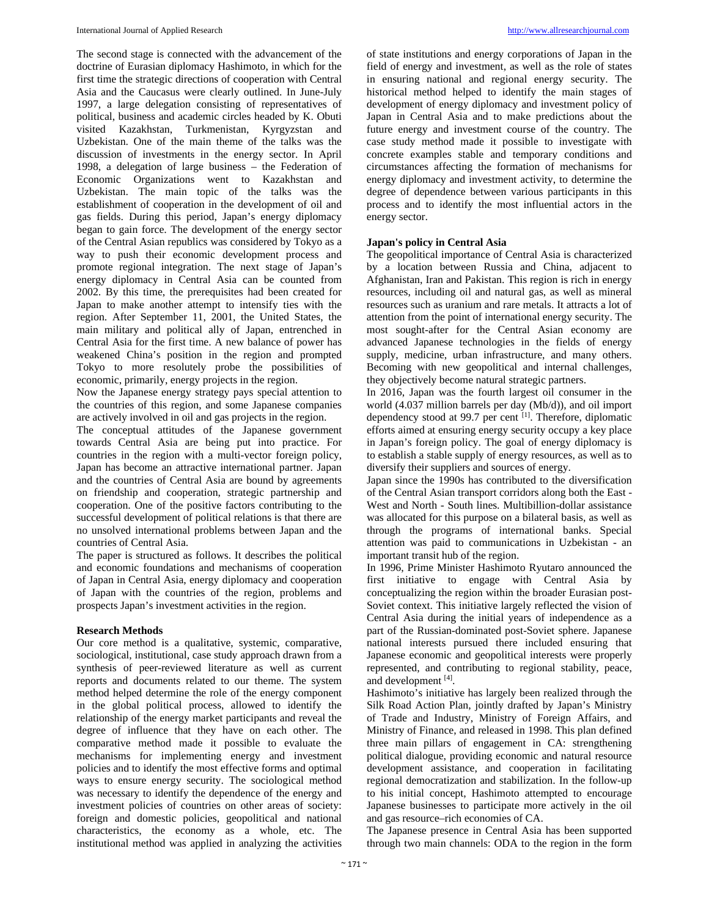The second stage is connected with the advancement of the doctrine of Eurasian diplomacy Hashimoto, in which for the first time the strategic directions of cooperation with Central Asia and the Caucasus were clearly outlined. In June-July 1997, a large delegation consisting of representatives of political, business and academic circles headed by K. Obuti visited Kazakhstan, Turkmenistan, Kyrgyzstan and Uzbekistan. One of the main theme of the talks was the discussion of investments in the energy sector. In April 1998, a delegation of large business – the Federation of Economic Organizations went to Kazakhstan and Uzbekistan. The main topic of the talks was the establishment of cooperation in the development of oil and gas fields. During this period, Japan's energy diplomacy began to gain force. The development of the energy sector of the Central Asian republics was considered by Tokyo as a way to push their economic development process and promote regional integration. The next stage of Japan's energy diplomacy in Central Asia can be counted from 2002. By this time, the prerequisites had been created for Japan to make another attempt to intensify ties with the region. After September 11, 2001, the United States, the main military and political ally of Japan, entrenched in Central Asia for the first time. A new balance of power has weakened China's position in the region and prompted Tokyo to more resolutely probe the possibilities of economic, primarily, energy projects in the region.

Now the Japanese energy strategy pays special attention to the countries of this region, and some Japanese companies are actively involved in oil and gas projects in the region.

The conceptual attitudes of the Japanese government towards Central Asia are being put into practice. For countries in the region with a multi-vector foreign policy, Japan has become an attractive international partner. Japan and the countries of Central Asia are bound by agreements on friendship and cooperation, strategic partnership and cooperation. One of the positive factors contributing to the successful development of political relations is that there are no unsolved international problems between Japan and the countries of Central Asia.

The paper is structured as follows. It describes the political and economic foundations and mechanisms of cooperation of Japan in Central Asia, energy diplomacy and cooperation of Japan with the countries of the region, problems and prospects Japan's investment activities in the region.

**Research Methods**

Our core method is a qualitative, systemic, comparative, sociological, institutional, case study approach drawn from a synthesis of peer-reviewed literature as well as current reports and documents related to our theme. The system method helped determine the role of the energy component in the global political process, allowed to identify the relationship of the energy market participants and reveal the degree of influence that they have on each other. The comparative method made it possible to evaluate the mechanisms for implementing energy and investment policies and to identify the most effective forms and optimal ways to ensure energy security. The sociological method was necessary to identify the dependence of the energy and investment policies of countries on other areas of society: foreign and domestic policies, geopolitical and national characteristics, the economy as a whole, etc. The institutional method was applied in analyzing the activities of state institutions and energy corporations of Japan in the field of energy and investment, as well as the role of states in ensuring national and regional energy security. The historical method helped to identify the main stages of development of energy diplomacy and investment policy of Japan in Central Asia and to make predictions about the future energy and investment course of the country. The case study method made it possible to investigate with concrete examples stable and temporary conditions and circumstances affecting the formation of mechanisms for energy diplomacy and investment activity, to determine the degree of dependence between various participants in this process and to identify the most influential actors in the energy sector.

**Japan's policy in Central Asia**

The geopolitical importance of Central Asia is characterized by a location between Russia and China, adjacent to Afghanistan, Iran and Pakistan. This region is rich in energy resources, including oil and natural gas, as well as mineral resources such as uranium and rare metals. It attracts a lot of attention from the point of international energy security. The most sought-after for the Central Asian economy are advanced Japanese technologies in the fields of energy supply, medicine, urban infrastructure, and many others. Becoming with new geopolitical and internal challenges, they objectively become natural strategic partners.

In 2016, Japan was the fourth largest oil consumer in the world (4.037 million barrels per day (Mb/d)), and oil import dependency stood at 99.7 per cent [1]. Therefore, diplomatic efforts aimed at ensuring energy security occupy a key place in Japan's foreign policy. The goal of energy diplomacy is to establish a stable supply of energy resources, as well as to diversify their suppliers and sources of energy.

Japan since the 1990s has contributed to the diversification of the Central Asian transport corridors along both the East - West and North - South lines. Multibillion-dollar assistance was allocated for this purpose on a bilateral basis, as well as through the programs of international banks. Special attention was paid to communications in Uzbekistan - an important transit hub of the region.

In 1996, Prime Minister Hashimoto Ryutaro announced the first initiative to engage with Central Asia by conceptualizing the region within the broader Eurasian post-Soviet context. This initiative largely reflected the vision of Central Asia during the initial years of independence as a part of the Russian-dominated post-Soviet sphere. Japanese national interests pursued there included ensuring that Japanese economic and geopolitical interests were properly represented, and contributing to regional stability, peace, and development [4].

Hashimoto's initiative has largely been realized through the Silk Road Action Plan, jointly drafted by Japan's Ministry of Trade and Industry, Ministry of Foreign Affairs, and Ministry of Finance, and released in 1998. This plan defined three main pillars of engagement in CA: strengthening political dialogue, providing economic and natural resource development assistance, and cooperation in facilitating regional democratization and stabilization. In the follow-up to his initial concept, Hashimoto attempted to encourage Japanese businesses to participate more actively in the oil and gas resource–rich economies of CA.

The Japanese presence in Central Asia has been supported through two main channels: ODA to the region in the form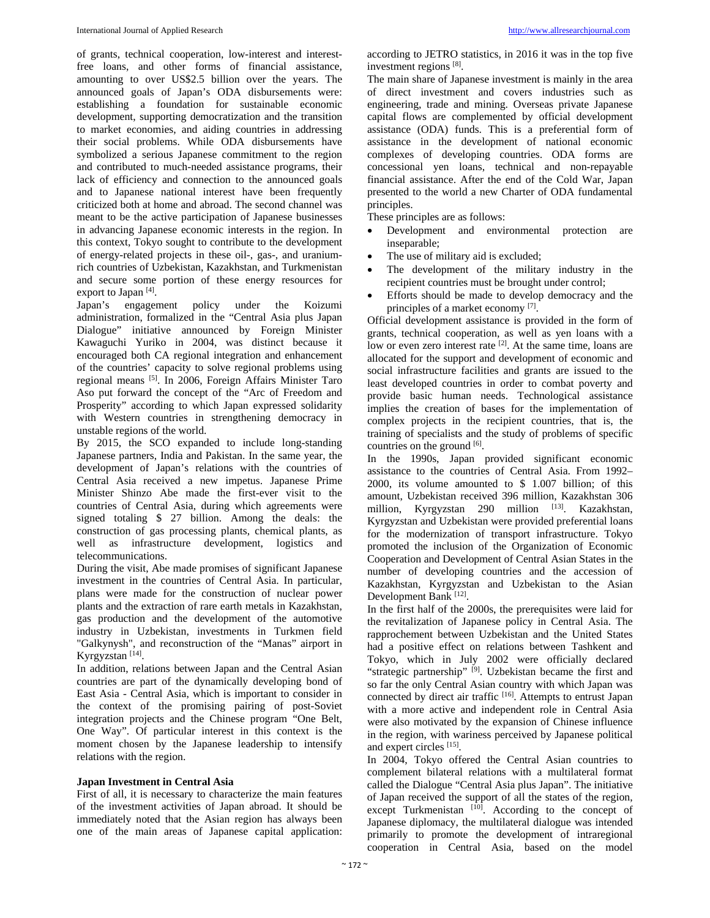of grants, technical cooperation, low-interest and interest-free loans, and other forms of financial assistance, amounting to over US$2.5 billion over the years. The announced goals of Japan's ODA disbursements were: establishing a foundation for sustainable economic development, supporting democratization and the transition to market economies, and aiding countries in addressing their social problems. While ODA disbursements have symbolized a serious Japanese commitment to the region and contributed to much-needed assistance programs, their lack of efficiency and connection to the announced goals and to Japanese national interest have been frequently criticized both at home and abroad. The second channel was meant to be the active participation of Japanese businesses in advancing Japanese economic interests in the region. In this context, Tokyo sought to contribute to the development of energy-related projects in these oil-, gas-, and uranium-rich countries of Uzbekistan, Kazakhstan, and Turkmenistan and secure some portion of these energy resources for export to Japan [4].

Japan's engagement policy under the Koizumi administration, formalized in the "Central Asia plus Japan Dialogue" initiative announced by Foreign Minister Kawaguchi Yuriko in 2004, was distinct because it encouraged both CA regional integration and enhancement of the countries' capacity to solve regional problems using regional means [5]. In 2006, Foreign Affairs Minister Taro Aso put forward the concept of the "Arc of Freedom and Prosperity" according to which Japan expressed solidarity with Western countries in strengthening democracy in unstable regions of the world.

By 2015, the SCO expanded to include long-standing Japanese partners, India and Pakistan. In the same year, the development of Japan's relations with the countries of Central Asia received a new impetus. Japanese Prime Minister Shinzo Abe made the first-ever visit to the countries of Central Asia, during which agreements were signed totaling $ 27 billion. Among the deals: the construction of gas processing plants, chemical plants, as well as infrastructure development, logistics and telecommunications.

During the visit, Abe made promises of significant Japanese investment in the countries of Central Asia. In particular, plans were made for the construction of nuclear power plants and the extraction of rare earth metals in Kazakhstan, gas production and the development of the automotive industry in Uzbekistan, investments in Turkmen field "Galkynysh", and reconstruction of the "Manas" airport in Kyrgyzstan [14].

In addition, relations between Japan and the Central Asian countries are part of the dynamically developing bond of East Asia - Central Asia, which is important to consider in the context of the promising pairing of post-Soviet integration projects and the Chinese program "One Belt, One Way". Of particular interest in this context is the moment chosen by the Japanese leadership to intensify relations with the region.

**Japan Investment in Central Asia**

First of all, it is necessary to characterize the main features of the investment activities of Japan abroad. It should be immediately noted that the Asian region has always been one of the main areas of Japanese capital application: according to JETRO statistics, in 2016 it was in the top five investment regions [8].

The main share of Japanese investment is mainly in the area of direct investment and covers industries such as engineering, trade and mining. Overseas private Japanese capital flows are complemented by official development assistance (ODA) funds. This is a preferential form of assistance in the development of national economic complexes of developing countries. ODA forms are concessional yen loans, technical and non-repayable financial assistance. After the end of the Cold War, Japan presented to the world a new Charter of ODA fundamental principles.

These principles are as follows:

- Development and environmental protection are inseparable;
- The use of military aid is excluded;
- The development of the military industry in the recipient countries must be brought under control;
- Efforts should be made to develop democracy and the principles of a market economy [7].

Official development assistance is provided in the form of grants, technical cooperation, as well as yen loans with a low or even zero interest rate [2]. At the same time, loans are allocated for the support and development of economic and social infrastructure facilities and grants are issued to the least developed countries in order to combat poverty and provide basic human needs. Technological assistance implies the creation of bases for the implementation of complex projects in the recipient countries, that is, the training of specialists and the study of problems of specific countries on the ground [6].

In the 1990s, Japan provided significant economic assistance to the countries of Central Asia. From 1992–2000, its volume amounted to $ 1.007 billion; of this amount, Uzbekistan received 396 million, Kazakhstan 306 million, Kyrgyzstan 290 million [13]. Kazakhstan, Kyrgyzstan and Uzbekistan were provided preferential loans for the modernization of transport infrastructure. Tokyo promoted the inclusion of the Organization of Economic Cooperation and Development of Central Asian States in the number of developing countries and the accession of Kazakhstan, Kyrgyzstan and Uzbekistan to the Asian Development Bank [12].

In the first half of the 2000s, the prerequisites were laid for the revitalization of Japanese policy in Central Asia. The rapprochement between Uzbekistan and the United States had a positive effect on relations between Tashkent and Tokyo, which in July 2002 were officially declared "strategic partnership" [9]. Uzbekistan became the first and so far the only Central Asian country with which Japan was connected by direct air traffic [16]. Attempts to entrust Japan with a more active and independent role in Central Asia were also motivated by the expansion of Chinese influence in the region, with wariness perceived by Japanese political and expert circles [15].

In 2004, Tokyo offered the Central Asian countries to complement bilateral relations with a multilateral format called the Dialogue "Central Asia plus Japan". The initiative of Japan received the support of all the states of the region, except Turkmenistan [10]. According to the concept of Japanese diplomacy, the multilateral dialogue was intended primarily to promote the development of intraregional cooperation in Central Asia, based on the model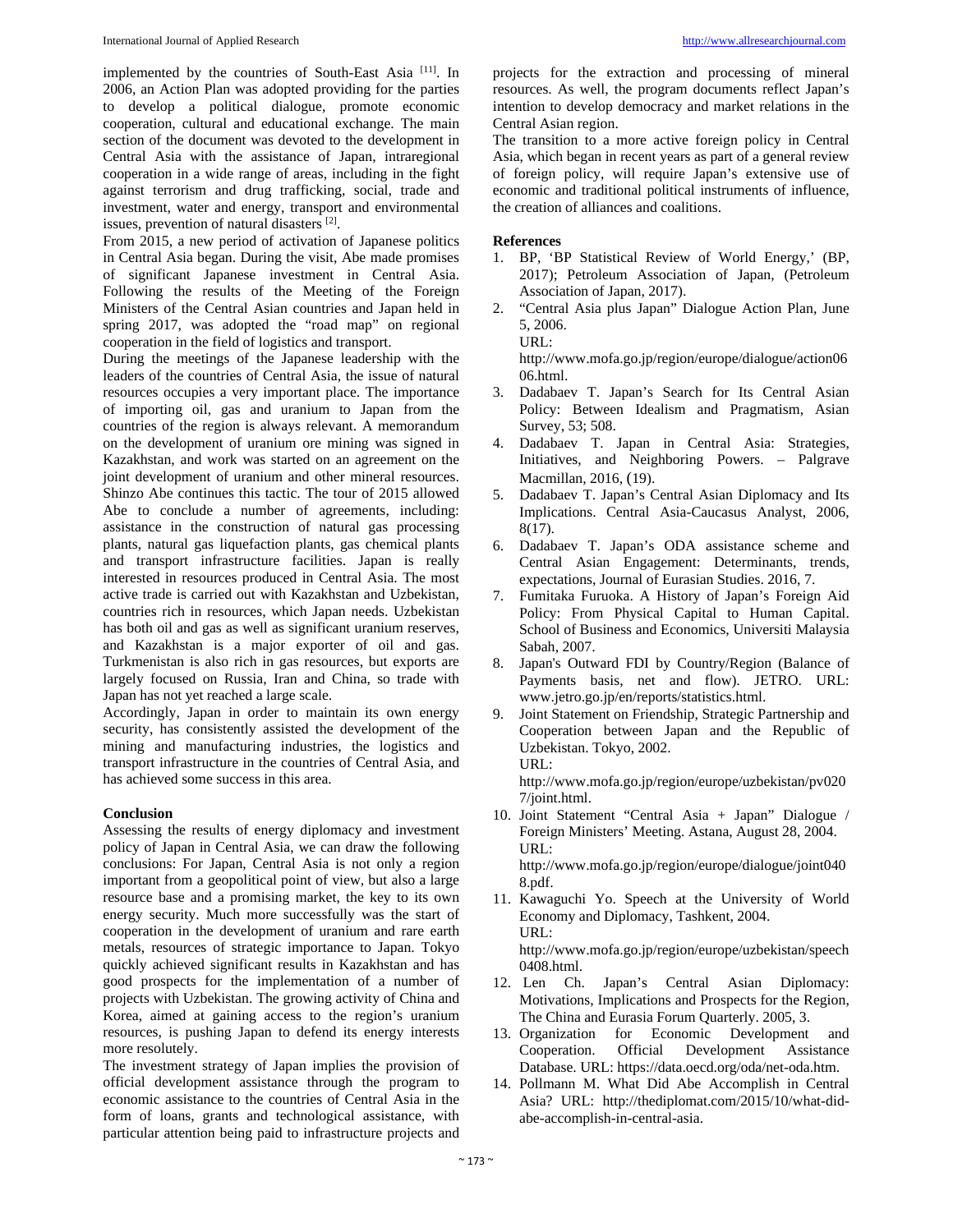implemented by the countries of South-East Asia [11]. In 2006, an Action Plan was adopted providing for the parties to develop a political dialogue, promote economic cooperation, cultural and educational exchange. The main section of the document was devoted to the development in Central Asia with the assistance of Japan, intraregional cooperation in a wide range of areas, including in the fight against terrorism and drug trafficking, social, trade and investment, water and energy, transport and environmental issues, prevention of natural disasters [2].

From 2015, a new period of activation of Japanese politics in Central Asia began. During the visit, Abe made promises of significant Japanese investment in Central Asia. Following the results of the Meeting of the Foreign Ministers of the Central Asian countries and Japan held in spring 2017, was adopted the "road map" on regional cooperation in the field of logistics and transport.

During the meetings of the Japanese leadership with the leaders of the countries of Central Asia, the issue of natural resources occupies a very important place. The importance of importing oil, gas and uranium to Japan from the countries of the region is always relevant. A memorandum on the development of uranium ore mining was signed in Kazakhstan, and work was started on an agreement on the joint development of uranium and other mineral resources. Shinzo Abe continues this tactic. The tour of 2015 allowed Abe to conclude a number of agreements, including: assistance in the construction of natural gas processing plants, natural gas liquefaction plants, gas chemical plants and transport infrastructure facilities. Japan is really interested in resources produced in Central Asia. The most active trade is carried out with Kazakhstan and Uzbekistan, countries rich in resources, which Japan needs. Uzbekistan has both oil and gas as well as significant uranium reserves, and Kazakhstan is a major exporter of oil and gas. Turkmenistan is also rich in gas resources, but exports are largely focused on Russia, Iran and China, so trade with Japan has not yet reached a large scale.

Accordingly, Japan in order to maintain its own energy security, has consistently assisted the development of the mining and manufacturing industries, the logistics and transport infrastructure in the countries of Central Asia, and has achieved some success in this area.

## Conclusion

Assessing the results of energy diplomacy and investment policy of Japan in Central Asia, we can draw the following conclusions: For Japan, Central Asia is not only a region important from a geopolitical point of view, but also a large resource base and a promising market, the key to its own energy security. Much more successfully was the start of cooperation in the development of uranium and rare earth metals, resources of strategic importance to Japan. Tokyo quickly achieved significant results in Kazakhstan and has good prospects for the implementation of a number of projects with Uzbekistan. The growing activity of China and Korea, aimed at gaining access to the region's uranium resources, is pushing Japan to defend its energy interests more resolutely.

The investment strategy of Japan implies the provision of official development assistance through the program to economic assistance to the countries of Central Asia in the form of loans, grants and technological assistance, with particular attention being paid to infrastructure projects and projects for the extraction and processing of mineral resources. As well, the program documents reflect Japan's intention to develop democracy and market relations in the Central Asian region.

The transition to a more active foreign policy in Central Asia, which began in recent years as part of a general review of foreign policy, will require Japan's extensive use of economic and traditional political instruments of influence, the creation of alliances and coalitions.

## References

1. BP, 'BP Statistical Review of World Energy,' (BP, 2017); Petroleum Association of Japan, (Petroleum Association of Japan, 2017).
2. "Central Asia plus Japan" Dialogue Action Plan, June 5, 2006. URL: http://www.mofa.go.jp/region/europe/dialogue/action0606.html.
3. Dadabaev T. Japan's Search for Its Central Asian Policy: Between Idealism and Pragmatism, Asian Survey, 53; 508.
4. Dadabaev T. Japan in Central Asia: Strategies, Initiatives, and Neighboring Powers. – Palgrave Macmillan, 2016, (19).
5. Dadabaev T. Japan's Central Asian Diplomacy and Its Implications. Central Asia-Caucasus Analyst, 2006, 8(17).
6. Dadabaev T. Japan's ODA assistance scheme and Central Asian Engagement: Determinants, trends, expectations, Journal of Eurasian Studies. 2016, 7.
7. Fumitaka Furuoka. A History of Japan's Foreign Aid Policy: From Physical Capital to Human Capital. School of Business and Economics, Universiti Malaysia Sabah, 2007.
8. Japan's Outward FDI by Country/Region (Balance of Payments basis, net and flow). JETRO. URL: www.jetro.go.jp/en/reports/statistics.html.
9. Joint Statement on Friendship, Strategic Partnership and Cooperation between Japan and the Republic of Uzbekistan. Tokyo, 2002. URL: http://www.mofa.go.jp/region/europe/uzbekistan/pv0207/joint.html.
10. Joint Statement "Central Asia + Japan" Dialogue / Foreign Ministers' Meeting. Astana, August 28, 2004. URL: http://www.mofa.go.jp/region/europe/dialogue/joint0408.pdf.
11. Kawaguchi Yo. Speech at the University of World Economy and Diplomacy, Tashkent, 2004. URL: http://www.mofa.go.jp/region/europe/uzbekistan/speech0408.html.
12. Len Ch. Japan's Central Asian Diplomacy: Motivations, Implications and Prospects for the Region, The China and Eurasia Forum Quarterly. 2005, 3.
13. Organization for Economic Development and Cooperation. Official Development Assistance Database. URL: https://data.oecd.org/oda/net-oda.htm.
14. Pollmann M. What Did Abe Accomplish in Central Asia? URL: http://thediplomat.com/2015/10/what-did-abe-accomplish-in-central-asia.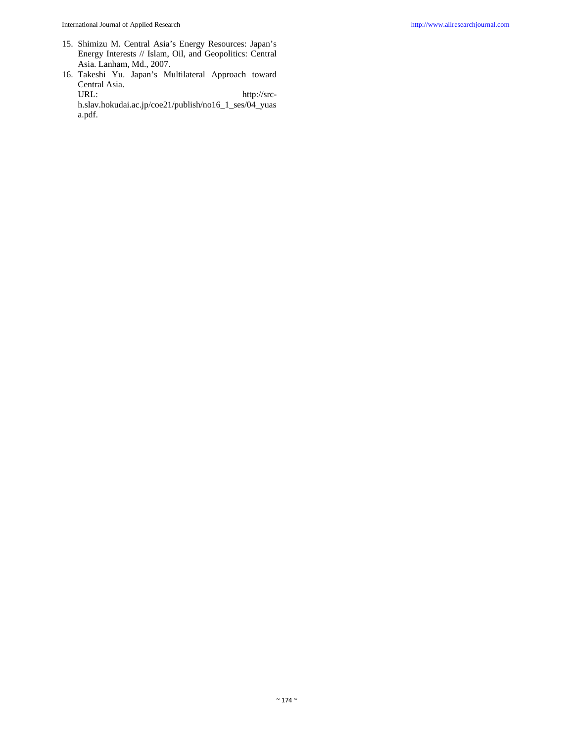15. Shimizu M. Central Asia's Energy Resources: Japan's Energy Interests // Islam, Oil, and Geopolitics: Central Asia. Lanham, Md., 2007.
16. Takeshi Yu. Japan's Multilateral Approach toward Central Asia. URL: http://src-h.slav.hokudai.ac.jp/coe21/publish/no16_1_ses/04_yuasa.pdf.